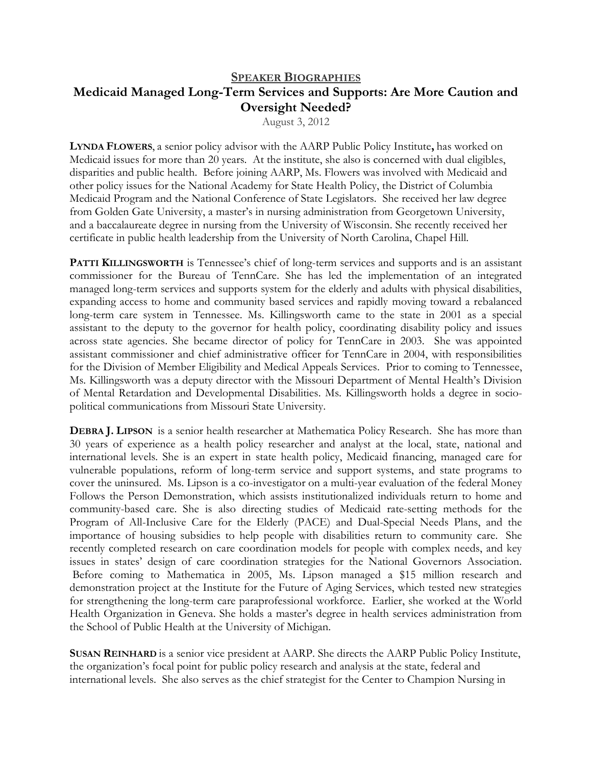## SPEAKER BIOGRAPHIES

# Medicaid Managed Long-Term Services and Supports: Are More Caution and Oversight Needed?

August 3, 2012

**LYNDA FLOWERS**, a senior policy advisor with the AARP Public Policy Institute**,** has worked on Medicaid issues for more than 20 years. At the institute, she also is concerned with dual eligibles, disparities and public health. Before joining AARP, Ms. Flowers was involved with Medicaid and other policy issues for the National Academy for State Health Policy, the District of Columbia Medicaid Program and the National Conference of State Legislators. She received her law degree from Golden Gate University, a master's in nursing administration from Georgetown University, and a baccalaureate degree in nursing from the University of Wisconsin. She recently received her certificate in public health leadership from the University of North Carolina, Chapel Hill.

**PATTI KILLINGSWORTH** is Tennessee's chief of long-term services and supports and is an assistant commissioner for the Bureau of TennCare. She has led the implementation of an integrated managed long-term services and supports system for the elderly and adults with physical disabilities, expanding access to home and community based services and rapidly moving toward a rebalanced long-term care system in Tennessee. Ms. Killingsworth came to the state in 2001 as a special assistant to the deputy to the governor for health policy, coordinating disability policy and issues across state agencies. She became director of policy for TennCare in 2003. She was appointed assistant commissioner and chief administrative officer for TennCare in 2004, with responsibilities for the Division of Member Eligibility and Medical Appeals Services. Prior to coming to Tennessee, Ms. Killingsworth was a deputy director with the Missouri Department of Mental Health's Division of Mental Retardation and Developmental Disabilities. Ms. Killingsworth holds a degree in socio-political communications from Missouri State University.

**DEBRA J. LIPSON** is a senior health researcher at Mathematica Policy Research. She has more than 30 years of experience as a health policy researcher and analyst at the local, state, national and international levels. She is an expert in state health policy, Medicaid financing, managed care for vulnerable populations, reform of long-term service and support systems, and state programs to cover the uninsured. Ms. Lipson is a co-investigator on a multi-year evaluation of the federal Money Follows the Person Demonstration, which assists institutionalized individuals return to home and community-based care. She is also directing studies of Medicaid rate-setting methods for the Program of All-Inclusive Care for the Elderly (PACE) and Dual-Special Needs Plans, and the importance of housing subsidies to help people with disabilities return to community care. She recently completed research on care coordination models for people with complex needs, and key issues in states' design of care coordination strategies for the National Governors Association. Before coming to Mathematica in 2005, Ms. Lipson managed a $15 million research and demonstration project at the Institute for the Future of Aging Services, which tested new strategies for strengthening the long-term care paraprofessional workforce. Earlier, she worked at the World Health Organization in Geneva. She holds a master's degree in health services administration from the School of Public Health at the University of Michigan.

**SUSAN REINHARD** is a senior vice president at AARP. She directs the AARP Public Policy Institute, the organization's focal point for public policy research and analysis at the state, federal and international levels. She also serves as the chief strategist for the Center to Champion Nursing in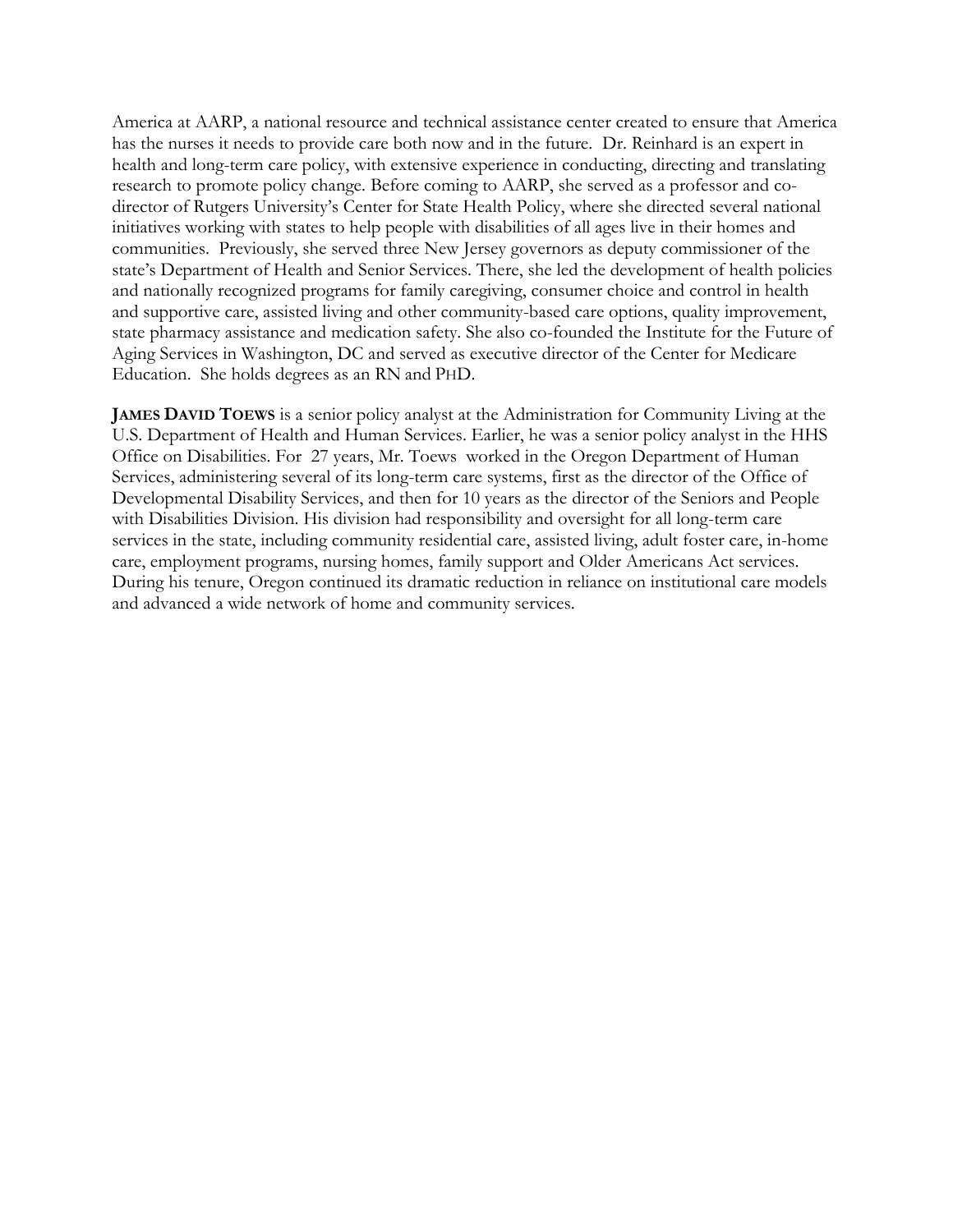America at AARP, a national resource and technical assistance center created to ensure that America has the nurses it needs to provide care both now and in the future. Dr. Reinhard is an expert in health and long-term care policy, with extensive experience in conducting, directing and translating research to promote policy change. Before coming to AARP, she served as a professor and co-director of Rutgers University's Center for State Health Policy, where she directed several national initiatives working with states to help people with disabilities of all ages live in their homes and communities. Previously, she served three New Jersey governors as deputy commissioner of the state's Department of Health and Senior Services. There, she led the development of health policies and nationally recognized programs for family caregiving, consumer choice and control in health and supportive care, assisted living and other community-based care options, quality improvement, state pharmacy assistance and medication safety. She also co-founded the Institute for the Future of Aging Services in Washington, DC and served as executive director of the Center for Medicare Education. She holds degrees as an RN and PHD.

**JAMES DAVID TOEWS** is a senior policy analyst at the Administration for Community Living at the U.S. Department of Health and Human Services. Earlier, he was a senior policy analyst in the HHS Office on Disabilities. For 27 years, Mr. Toews worked in the Oregon Department of Human Services, administering several of its long-term care systems, first as the director of the Office of Developmental Disability Services, and then for 10 years as the director of the Seniors and People with Disabilities Division. His division had responsibility and oversight for all long-term care services in the state, including community residential care, assisted living, adult foster care, in-home care, employment programs, nursing homes, family support and Older Americans Act services. During his tenure, Oregon continued its dramatic reduction in reliance on institutional care models and advanced a wide network of home and community services.